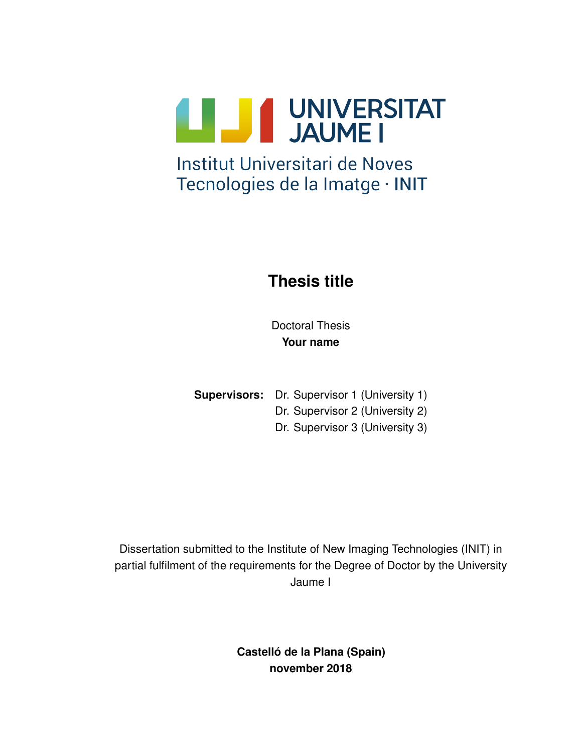UNIVERSITAT JAUME I

Institut Universitari de Noves Tecnologies de la Imatge · INIT

# Thesis title

Doctoral Thesis

**Your name**

**Supervisors:** Dr. Supervisor 1 (University 1)
Dr. Supervisor 2 (University 2)
Dr. Supervisor 3 (University 3)

Dissertation submitted to the Institute of New Imaging Technologies (INIT) in partial fulfilment of the requirements for the Degree of Doctor by the University Jaume I

**Castelló de la Plana (Spain)**
**november 2018**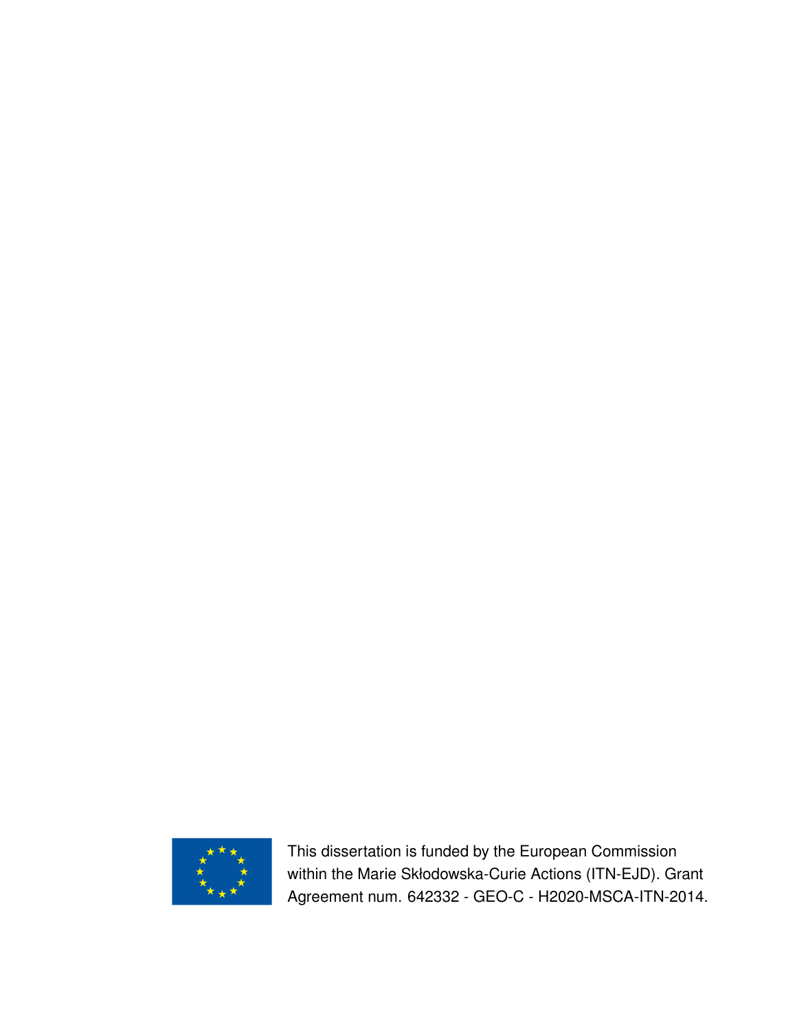This dissertation is funded by the European Commission within the Marie Skłodowska-Curie Actions (ITN-EJD). Grant Agreement num. 642332 - GEO-C - H2020-MSCA-ITN-2014.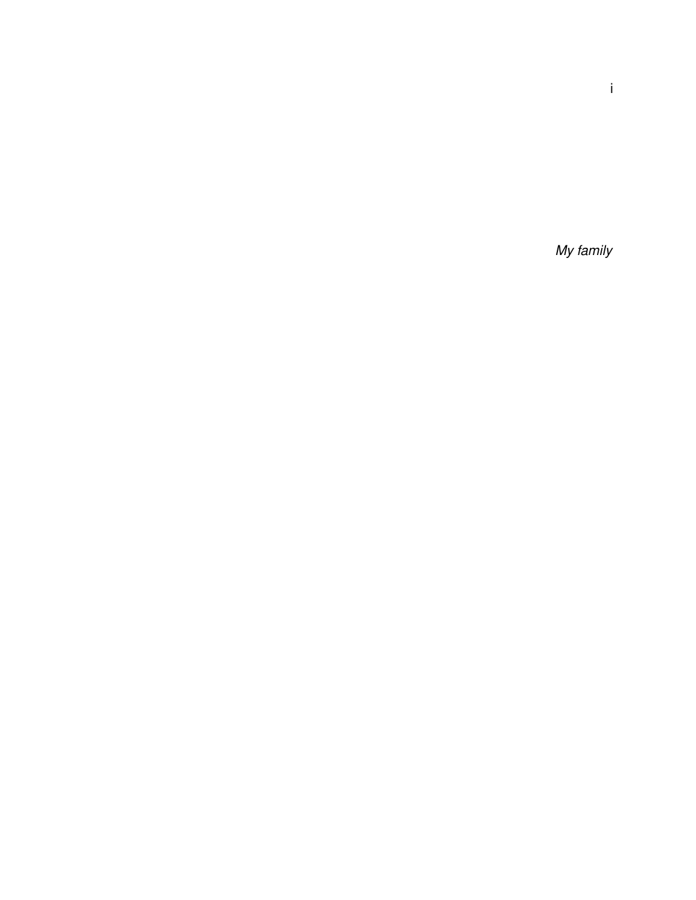*My family*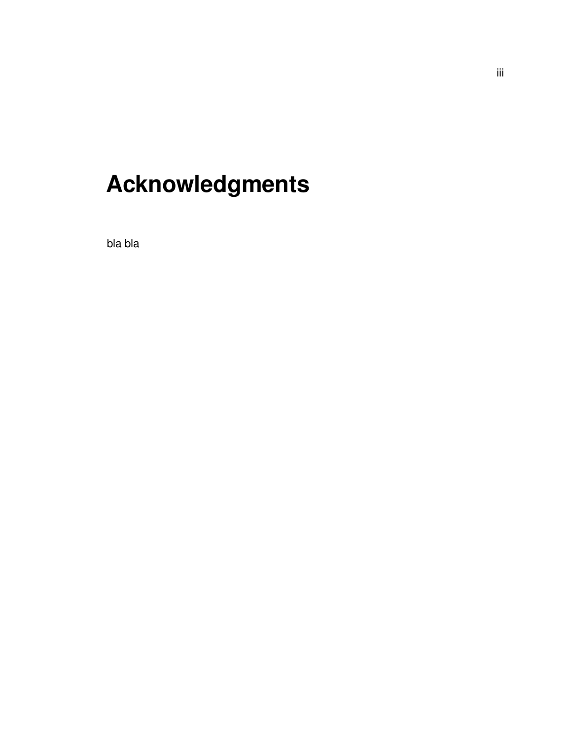# Acknowledgments

bla bla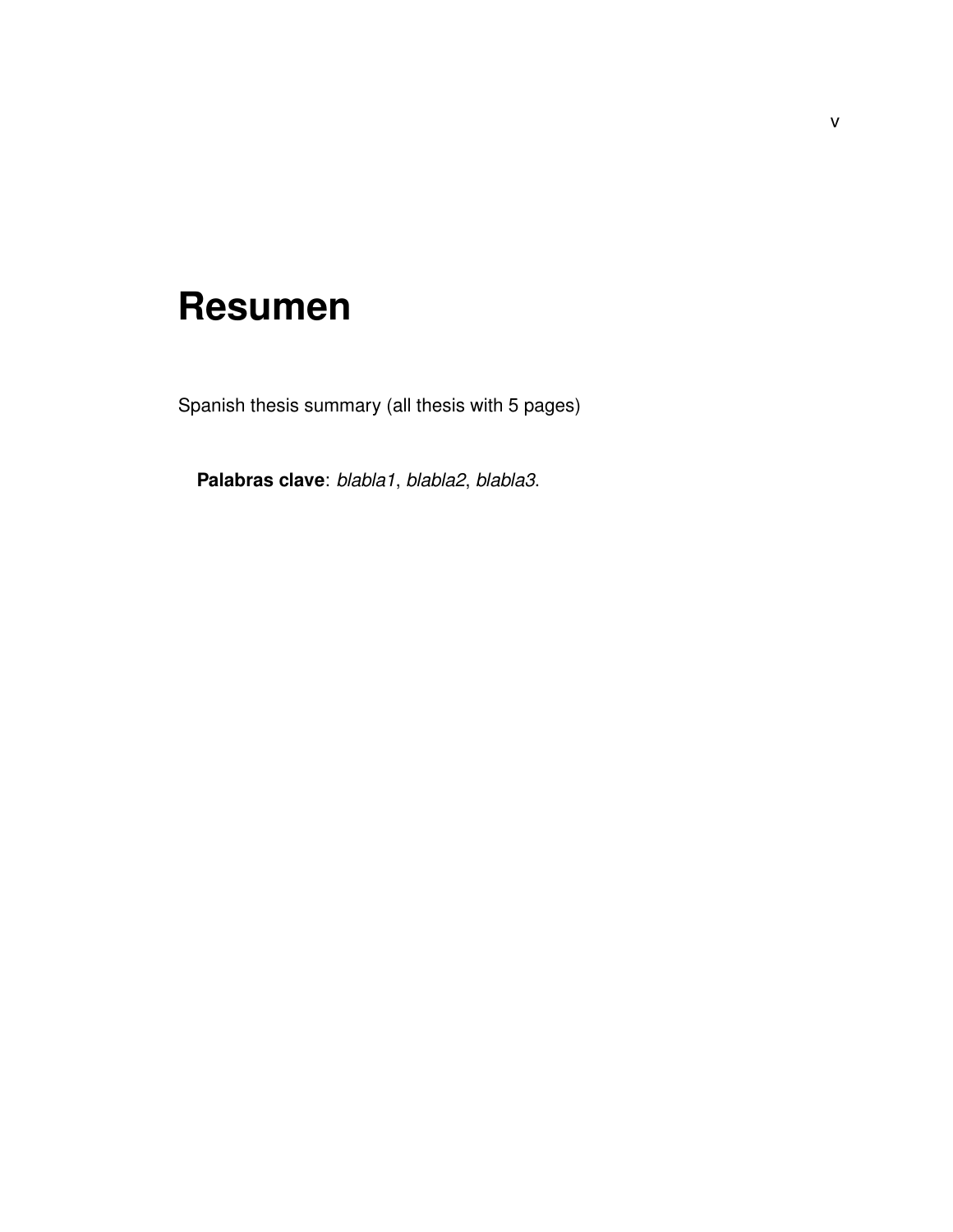# Resumen

Spanish thesis summary (all thesis with 5 pages)

**Palabras clave**: *blabla1*, *blabla2*, *blabla3*.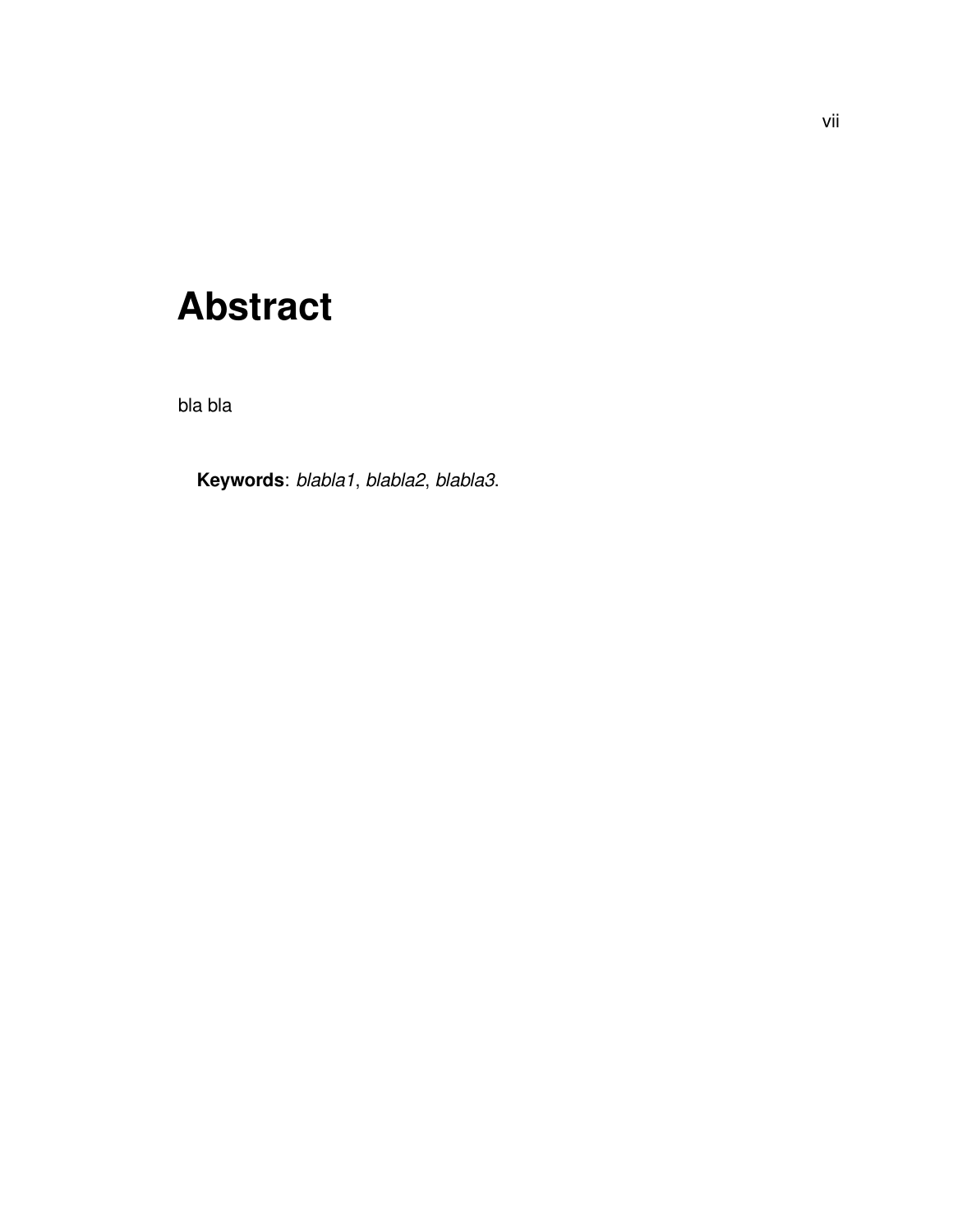# Abstract

bla bla

**Keywords**: *blabla1*, *blabla2*, *blabla3*.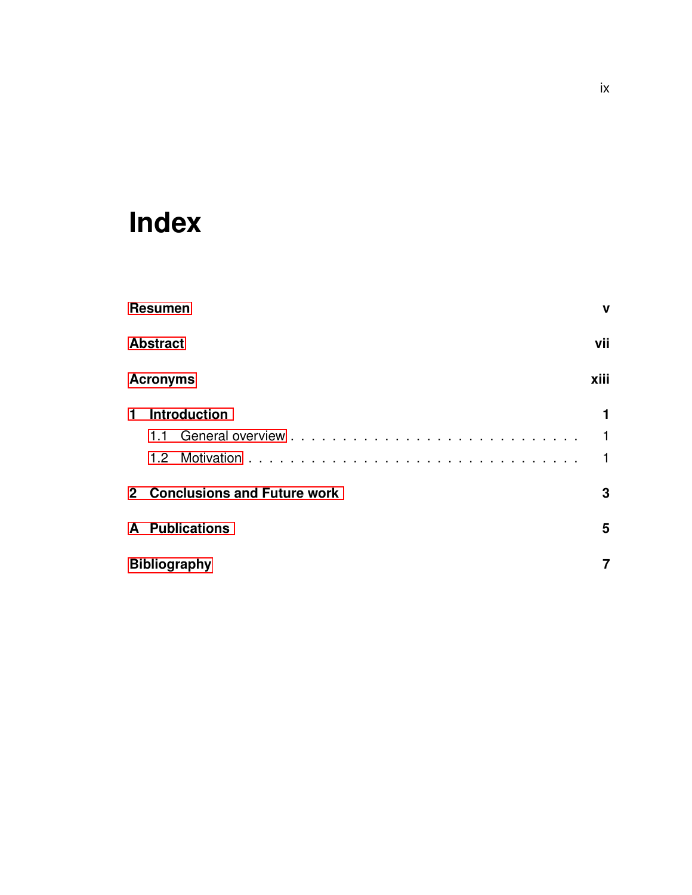# Index

**Resumen** **v**

**Abstract** **vii**

**Acronyms** **xiii**

**1 Introduction** **1**

- 1.1 General overview . . . . . . . . . . . . . . . . . . . . . . . . . . . 1
- 1.2 Motivation . . . . . . . . . . . . . . . . . . . . . . . . . . . . . . 1

**2 Conclusions and Future work** **3**

**A Publications** **5**

**Bibliography** **7**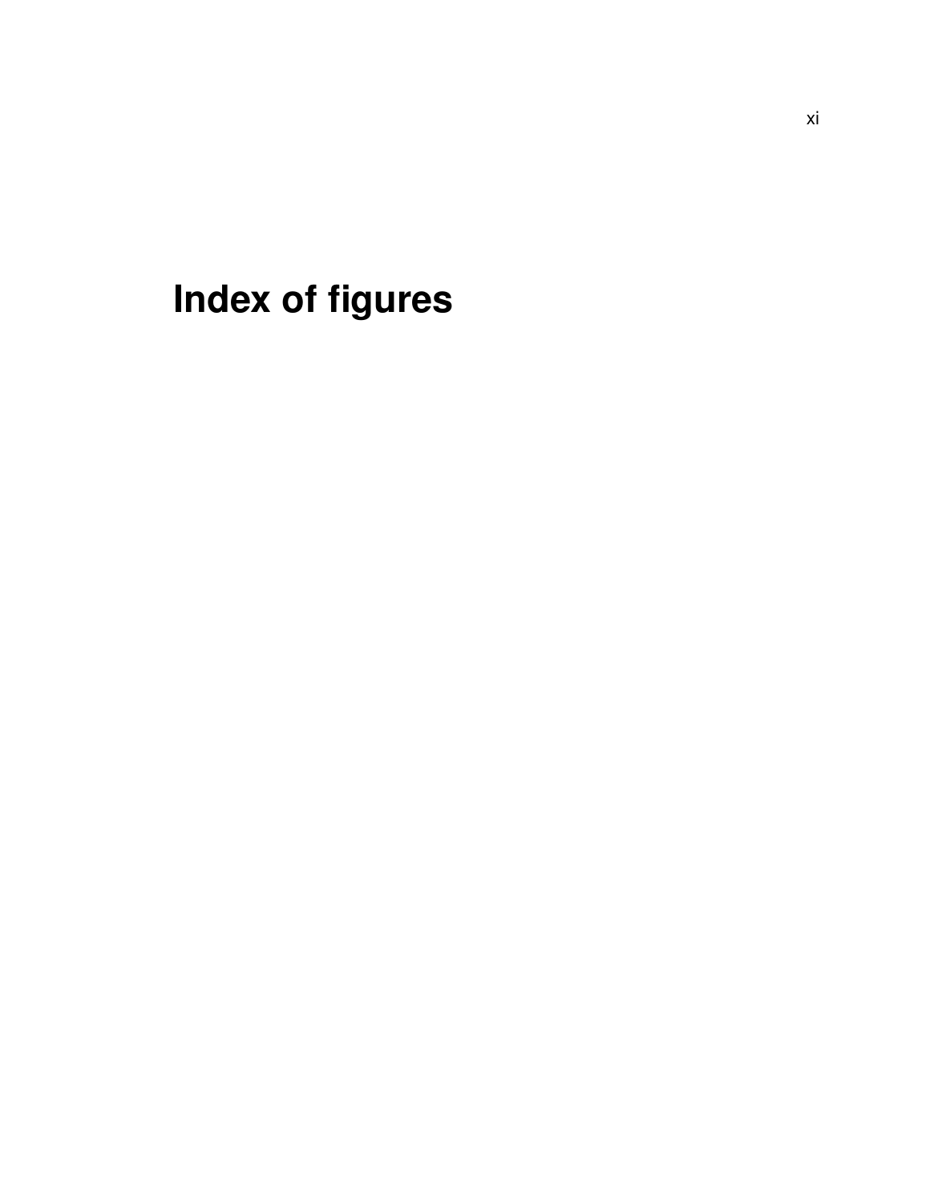# Index of figures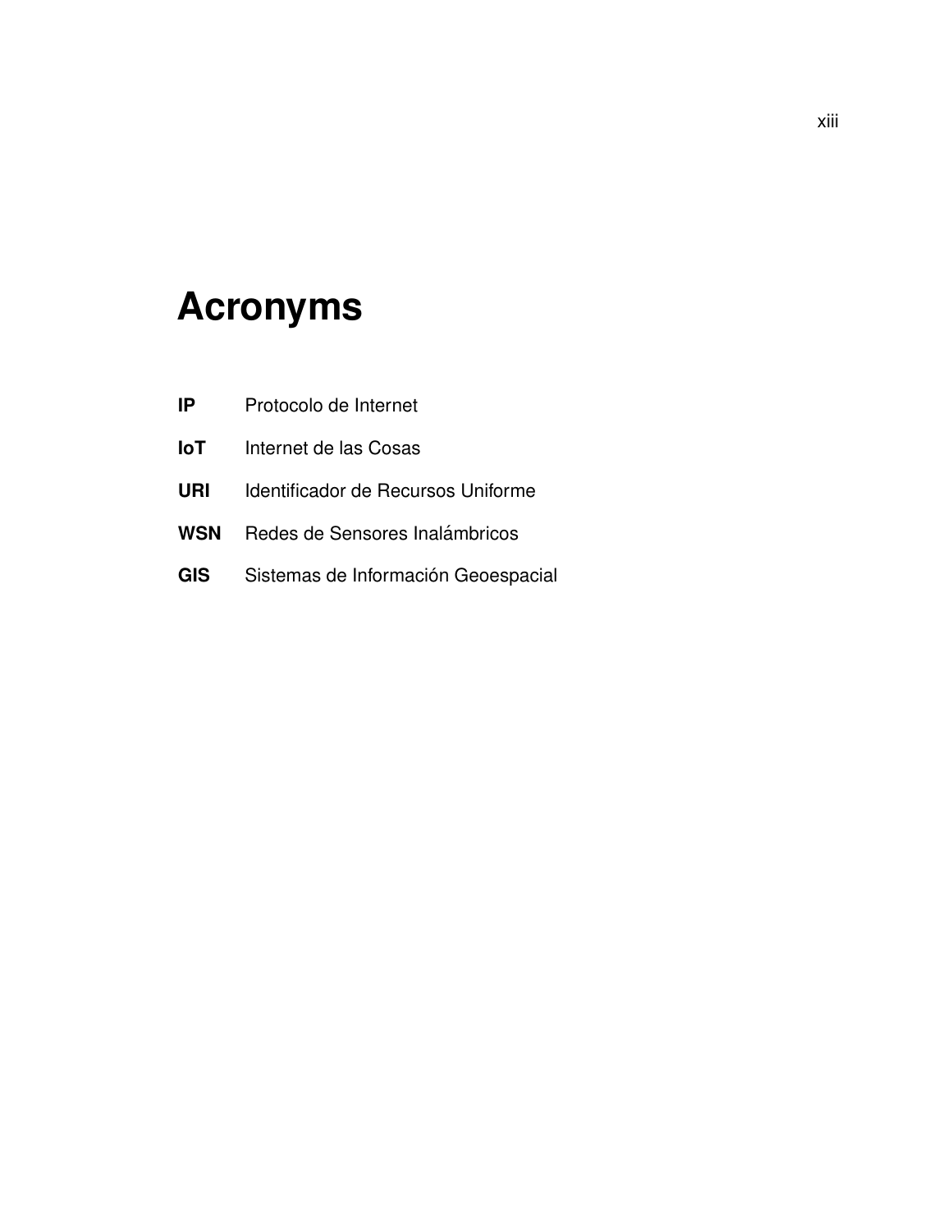# Acronyms

**IP** Protocolo de Internet

**IoT** Internet de las Cosas

**URI** Identificador de Recursos Uniforme

**WSN** Redes de Sensores Inalámbricos

**GIS** Sistemas de Información Geoespacial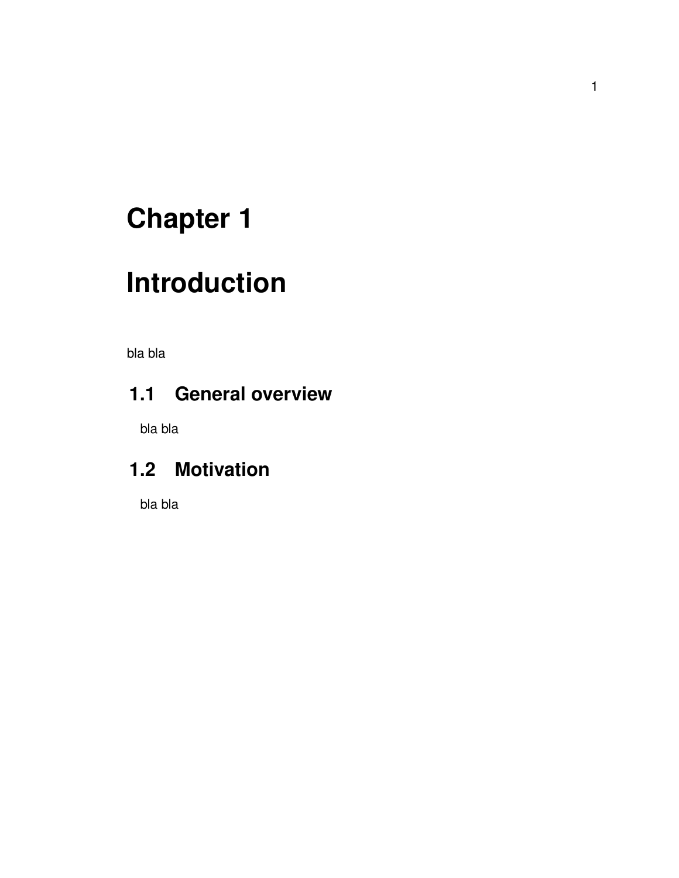# Chapter 1

# Introduction

bla bla

## 1.1 General overview

bla bla

## 1.2 Motivation

bla bla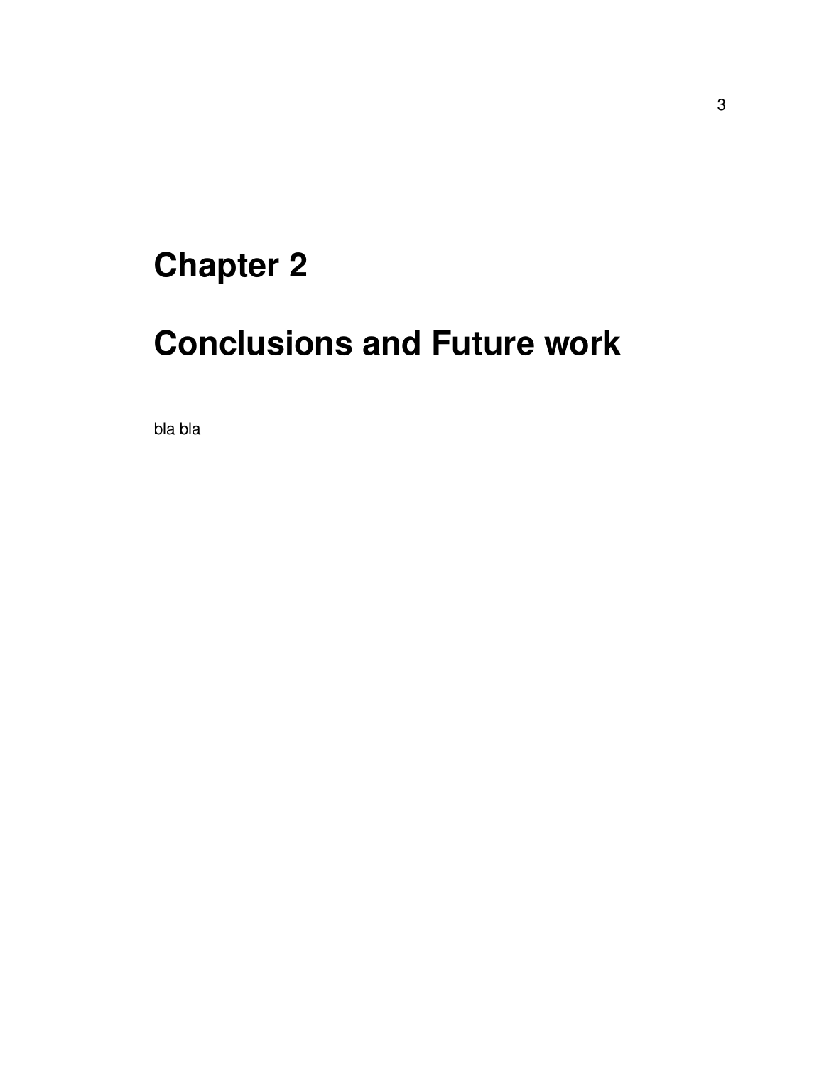# Chapter 2

# Conclusions and Future work

bla bla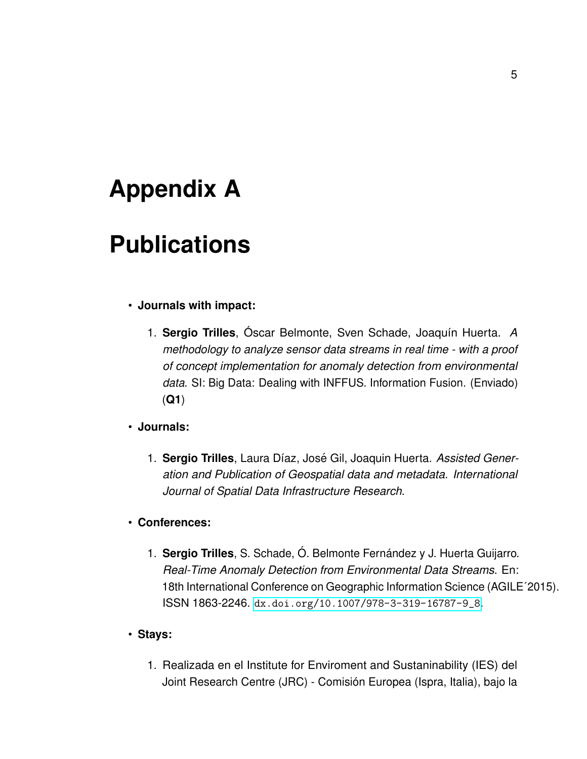# Appendix A

# Publications

- **Journals with impact:**

  1. **Sergio Trilles**, Óscar Belmonte, Sven Schade, Joaquín Huerta. *A methodology to analyze sensor data streams in real time - with a proof of concept implementation for anomaly detection from environmental data*. SI: Big Data: Dealing with INFFUS. Information Fusion. (Enviado) (**Q1**)

- **Journals:**

  1. **Sergio Trilles**, Laura Díaz, José Gil, Joaquin Huerta. *Assisted Generation and Publication of Geospatial data and metadata. International Journal of Spatial Data Infrastructure Research*.

- **Conferences:**

  1. **Sergio Trilles**, S. Schade, Ó. Belmonte Fernández y J. Huerta Guijarro. *Real-Time Anomaly Detection from Environmental Data Streams*. En: 18th International Conference on Geographic Information Science (AGILE´2015). ISSN 1863-2246. dx.doi.org/10.1007/978-3-319-16787-9_8.

- **Stays:**

  1. Realizada en el Institute for Enviroment and Sustaninability (IES) del Joint Research Centre (JRC) - Comisión Europea (Ispra, Italia), bajo la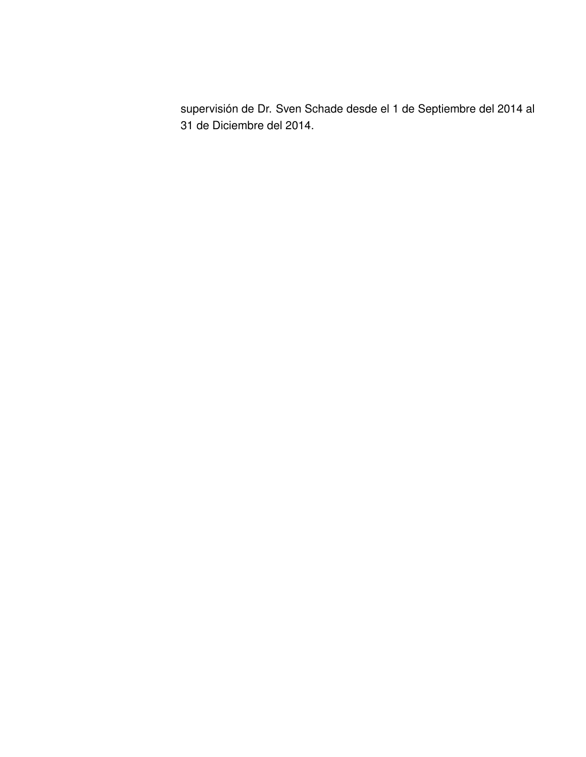supervisión de Dr. Sven Schade desde el 1 de Septiembre del 2014 al 31 de Diciembre del 2014.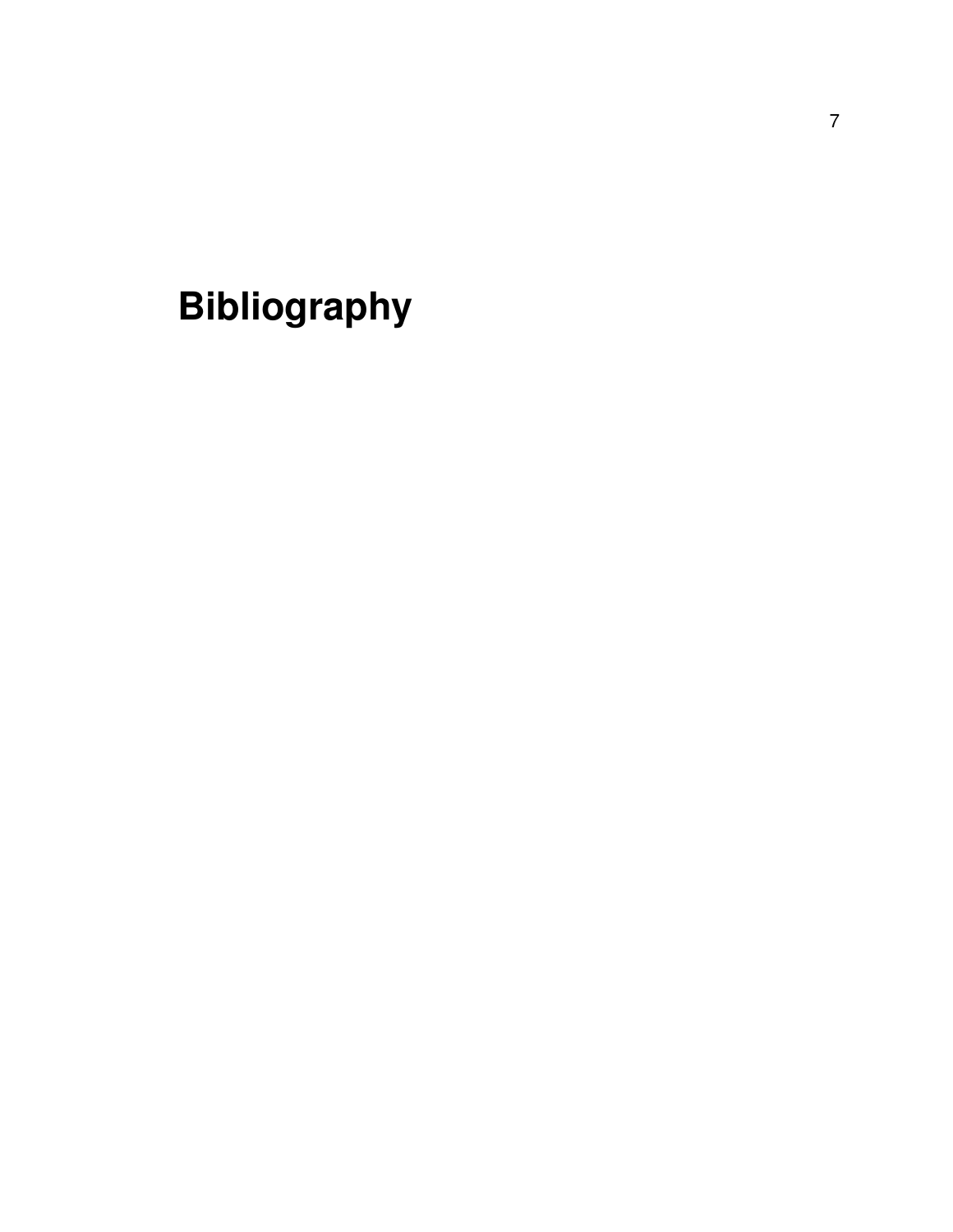# Bibliography